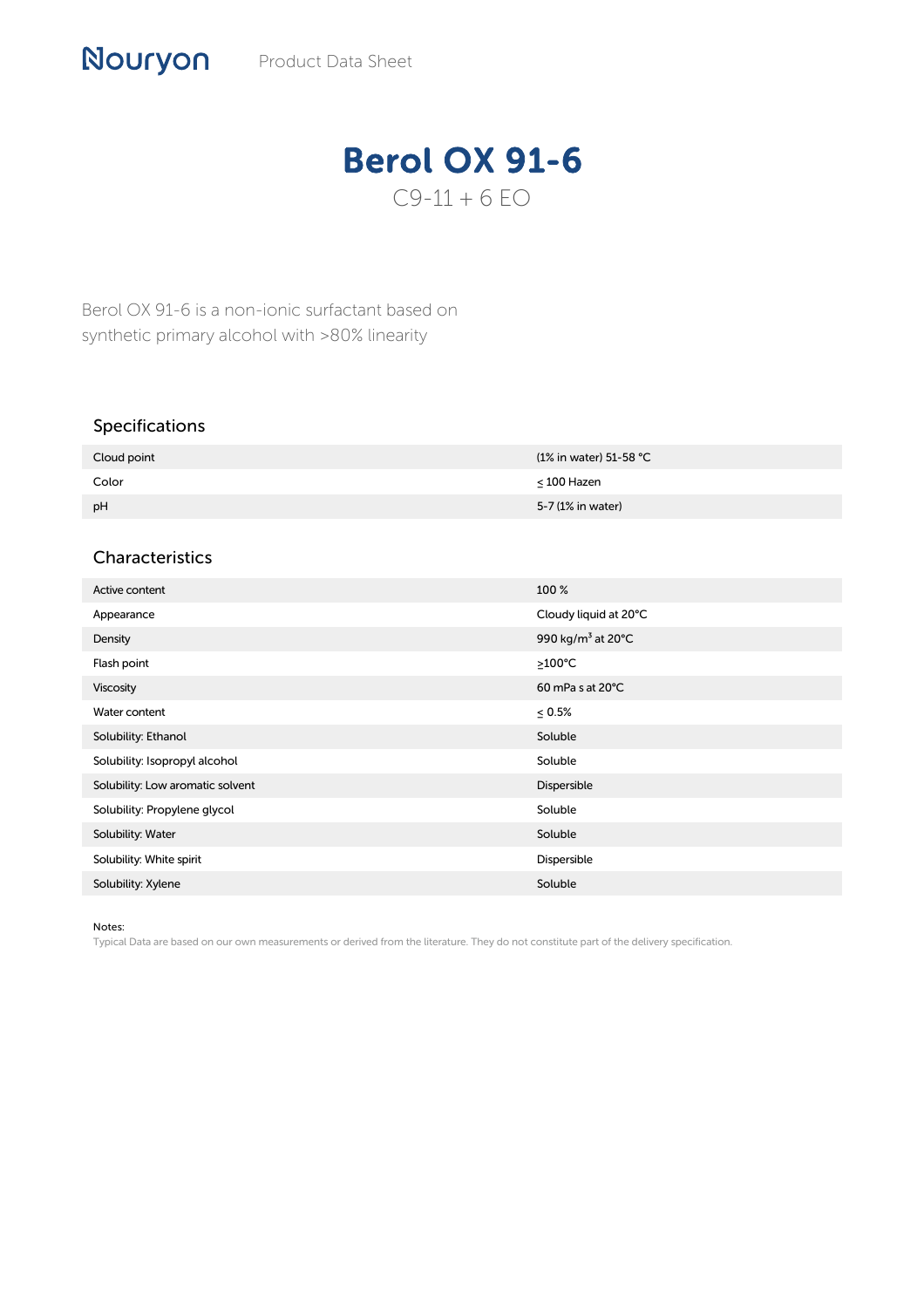Nouryon Product Data Sheet

# Berol OX 91-6

C9-11 + 6 EO

Berol OX 91-6 is a non-ionic surfactant based on synthetic primary alcohol with >80% linearity

## Specifications

| | |
|---|---|
| Cloud point | (1% in water) 51-58 °C |
| Color | ≤ 100 Hazen |
| pH | 5-7 (1% in water) |

## Characteristics

| | |
|---|---|
| Active content | 100 % |
| Appearance | Cloudy liquid at 20°C |
| Density | 990 kg/m$^3$ at 20°C |
| Flash point | ≥100°C |
| Viscosity | 60 mPa s at 20°C |
| Water content | ≤ 0.5% |
| Solubility: Ethanol | Soluble |
| Solubility: Isopropyl alcohol | Soluble |
| Solubility: Low aromatic solvent | Dispersible |
| Solubility: Propylene glycol | Soluble |
| Solubility: Water | Soluble |
| Solubility: White spirit | Dispersible |
| Solubility: Xylene | Soluble |

Notes:
Typical Data are based on our own measurements or derived from the literature. They do not constitute part of the delivery specification.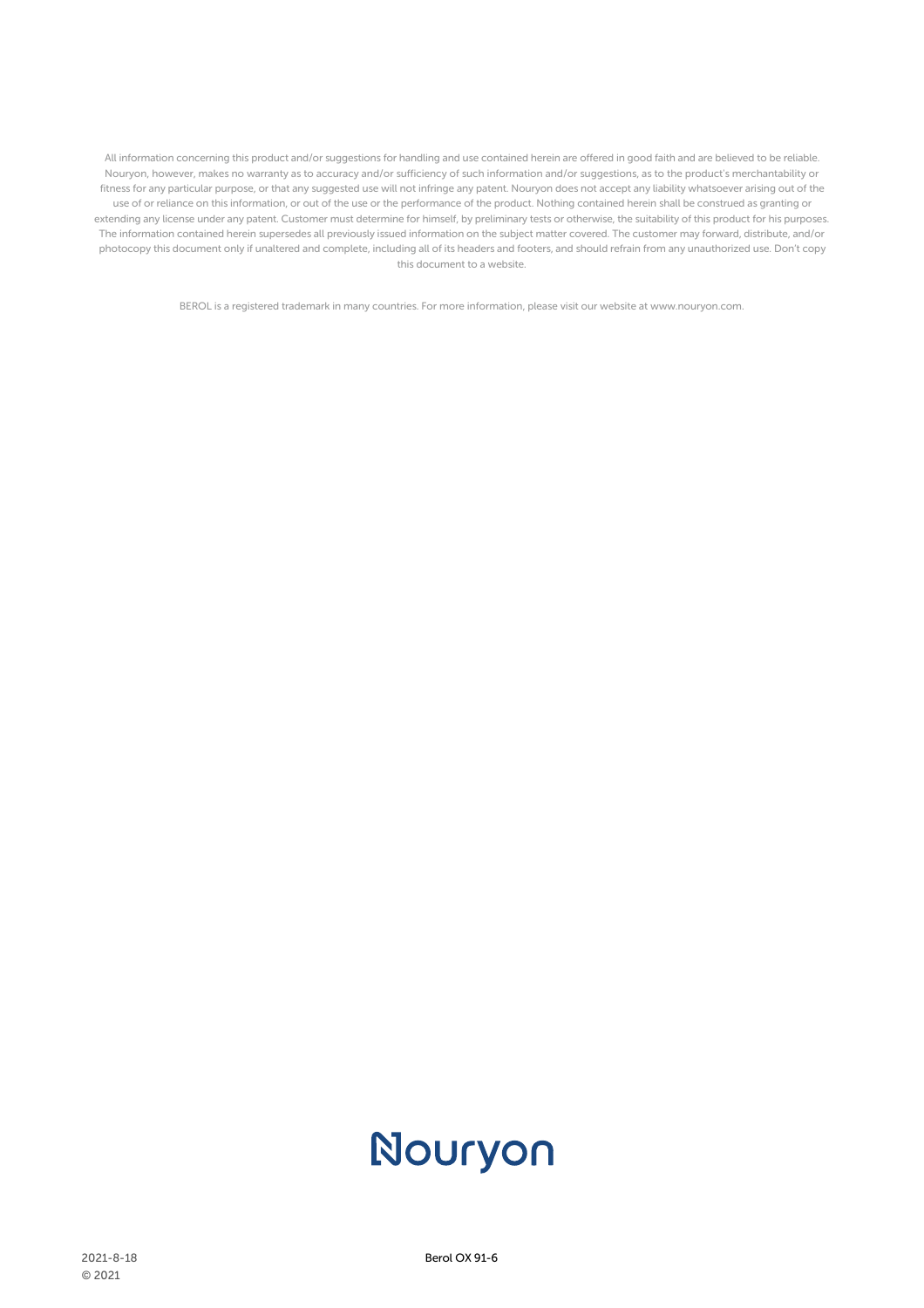All information concerning this product and/or suggestions for handling and use contained herein are offered in good faith and are believed to be reliable. Nouryon, however, makes no warranty as to accuracy and/or sufficiency of such information and/or suggestions, as to the product's merchantability or fitness for any particular purpose, or that any suggested use will not infringe any patent. Nouryon does not accept any liability whatsoever arising out of the use of or reliance on this information, or out of the use or the performance of the product. Nothing contained herein shall be construed as granting or extending any license under any patent. Customer must determine for himself, by preliminary tests or otherwise, the suitability of this product for his purposes. The information contained herein supersedes all previously issued information on the subject matter covered. The customer may forward, distribute, and/or photocopy this document only if unaltered and complete, including all of its headers and footers, and should refrain from any unauthorized use. Don't copy this document to a website.

BEROL is a registered trademark in many countries. For more information, please visit our website at www.nouryon.com.

Nouryon

2021-8-18
© 2021

Berol OX 91-6